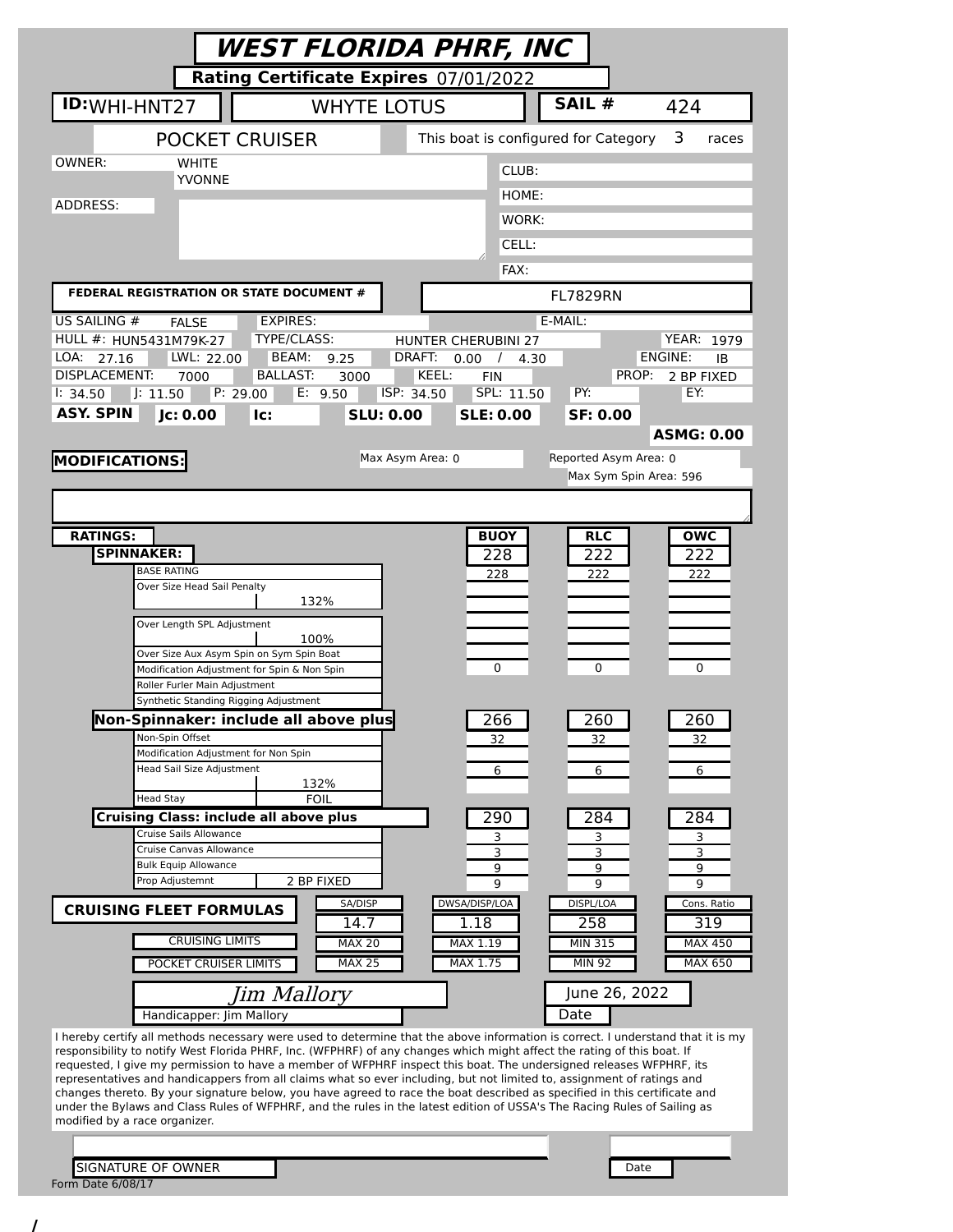# WEST FLORIDA PHRF, INC

**Rating Certificate Expires** 07/01/2022

| **ID:** WHI-HNT27 | WHYTE LOTUS | **SAIL #** 424 |
|---|---|---|

POCKET CRUISER — This boat is configured for Category 3 races

OWNER: WHITE YVONNE

ADDRESS:

CLUB:
HOME:
WORK:
CELL:
FAX:

**FEDERAL REGISTRATION OR STATE DOCUMENT #**: FL7829RN

US SAILING # FALSE | EXPIRES: | E-MAIL:

HULL #: HUN5431M79K-27 | TYPE/CLASS: HUNTER CHERUBINI 27 | YEAR: 1979

LOA: 27.16 | LWL: 22.00 | BEAM: 9.25 | DRAFT: 0.00 / 4.30 | ENGINE: IB

DISPLACEMENT: 7000 | BALLAST: 3000 | KEEL: FIN | PROP: 2 BP FIXED

I: 34.50 | J: 11.50 | P: 29.00 | E: 9.50 | ISP: 34.50 | SPL: 11.50 | PY: | EY:

**ASY. SPIN** | **Jc: 0.00** | **Ic:** | **SLU: 0.00** | **SLE: 0.00** | **SF: 0.00** | **ASMG: 0.00**

**MODIFICATIONS:**

Max Asym Area: 0 | Reported Asym Area: 0 | Max Sym Spin Area: 596

| **RATINGS:** | | **BUOY** | **RLC** | **OWC** |
|---|---|---|---|---|
| **SPINNAKER:** | | 228 | 222 | 222 |
| BASE RATING | | 228 | 222 | 222 |
| Over Size Head Sail Penalty | 132% | | | |
| Over Length SPL Adjustment | 100% | | | |
| Over Size Aux Asym Spin on Sym Spin Boat | | | | |
| Modification Adjustment for Spin & Non Spin | | 0 | 0 | 0 |
| Roller Furler Main Adjustment | | | | |
| Synthetic Standing Rigging Adjustment | | | | |
| **Non-Spinnaker: include all above plus** | | 266 | 260 | 260 |
| Non-Spin Offset | | 32 | 32 | 32 |
| Modification Adjustment for Non Spin | | | | |
| Head Sail Size Adjustment | 132% | 6 | 6 | 6 |
| Head Stay | FOIL | | | |
| **Cruising Class: include all above plus** | | 290 | 284 | 284 |
| Cruise Sails Allowance | | 3 | 3 | 3 |
| Cruise Canvas Allowance | | 3 | 3 | 3 |
| Bulk Equip Allowance | | 9 | 9 | 9 |
| Prop Adjustemnt | 2 BP FIXED | 9 | 9 | 9 |

| **CRUISING FLEET FORMULAS** | SA/DISP | DWSA/DISP/LOA | DISPL/LOA | Cons. Ratio |
|---|---|---|---|---|
| | 14.7 | 1.18 | 258 | 319 |
| CRUISING LIMITS | MAX 20 | MAX 1.19 | MIN 315 | MAX 450 |
| POCKET CRUISER LIMITS | MAX 25 | MAX 1.75 | MIN 92 | MAX 650 |

*Jim Mallory*
Handicapper: Jim Mallory

June 26, 2022
Date

I hereby certify all methods necessary were used to determine that the above information is correct. I understand that it is my responsibility to notify West Florida PHRF, Inc. (WFPHRF) of any changes which might affect the rating of this boat. If requested, I give my permission to have a member of WFPHRF inspect this boat. The undersigned releases WFPHRF, its representatives and handicappers from all claims what so ever including, but not limited to, assignment of ratings and changes thereto. By your signature below, you have agreed to race the boat described as specified in this certificate and under the Bylaws and Class Rules of WFPHRF, and the rules in the latest edition of USSA's The Racing Rules of Sailing as modified by a race organizer.

SIGNATURE OF OWNER | Date

Form Date 6/08/17

/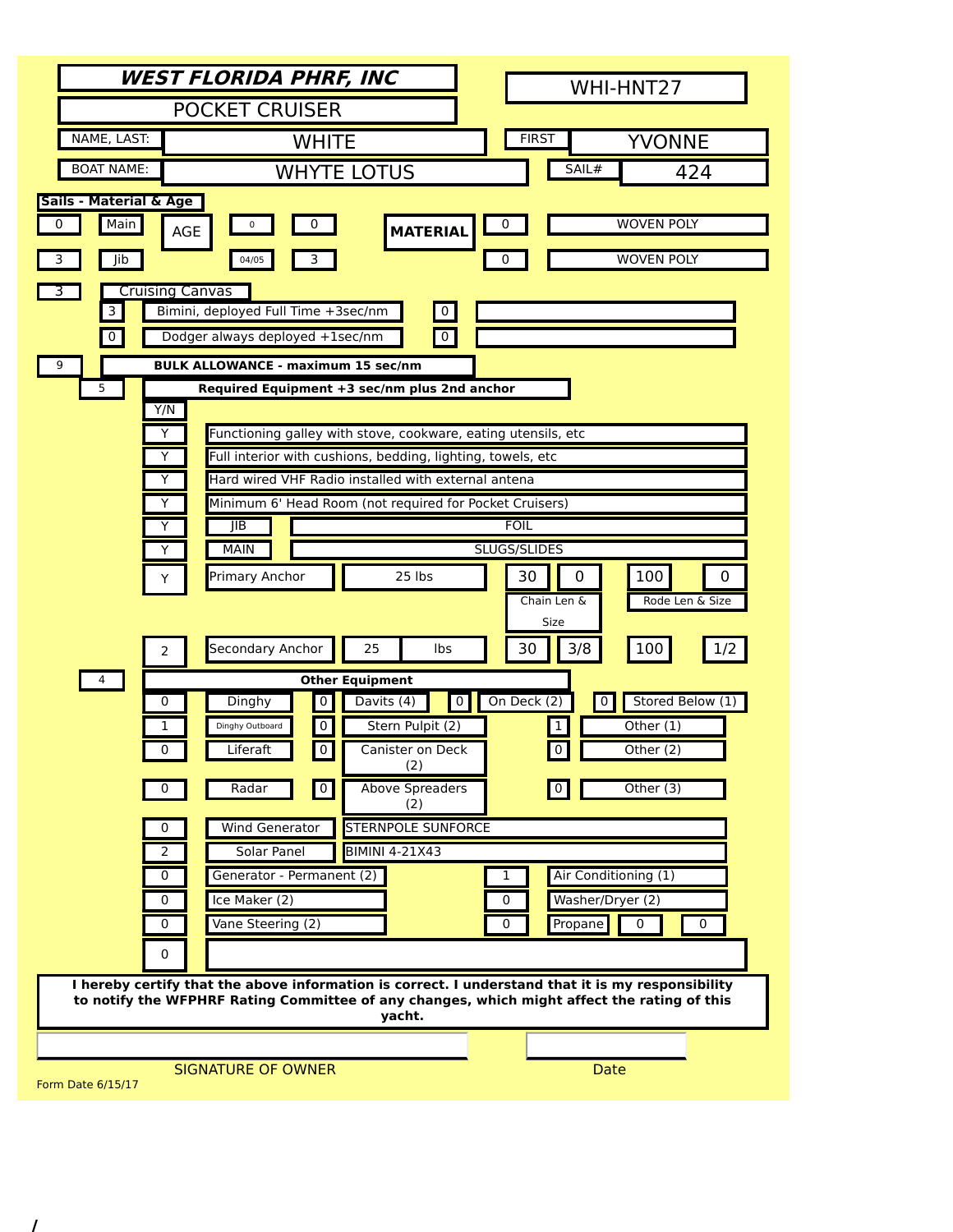# *WEST FLORIDA PHRF, INC*

## POCKET CRUISER

WHI-HNT27

| NAME, LAST: | WHITE | FIRST | YVONNE |
|---|---|---|---|
| BOAT NAME: | WHYTE LOTUS | SAIL# | 424 |

**Sails - Material & Age**

| | | AGE | | | MATERIAL | | |
|---|---|---|---|---|---|---|---|
| 0 | Main | | 0 | 0 | | 0 | WOVEN POLY |
| 3 | Jib | | 04/05 | 3 | | 0 | WOVEN POLY |

| | | | | |
|---|---|---|---|---|
| 3 | Cruising Canvas | | | |
| | 3 | Bimini, deployed Full Time +3sec/nm | 0 | |
| | 0 | Dodger always deployed +1sec/nm | 0 | |

9 — **BULK ALLOWANCE - maximum 15 sec/nm**

5 — **Required Equipment +3 sec/nm plus 2nd anchor**

| Y/N | | | | | | |
|---|---|---|---|---|---|---|
| Y | Functioning galley with stove, cookware, eating utensils, etc | | | | | |
| Y | Full interior with cushions, bedding, lighting, towels, etc | | | | | |
| Y | Hard wired VHF Radio installed with external antena | | | | | |
| Y | Minimum 6' Head Room (not required for Pocket Cruisers) | | | | | |
| Y | JIB | FOIL | | | | |
| Y | MAIN | SLUGS/SLIDES | | | | |
| Y | Primary Anchor | 25 lbs | 30 | 0 | 100 | 0 |
| | | | Chain Len & Size | | Rode Len & Size | |
| 2 | Secondary Anchor | 25 lbs | 30 | 3/8 | 100 | 1/2 |

4 — **Other Equipment**

| | | | | | | | |
|---|---|---|---|---|---|---|---|
| 0 | Dinghy | 0 | Davits (4) | 0 | On Deck (2) | 0 | Stored Below (1) |
| 1 | Dinghy Outboard | 0 | Stern Pulpit (2) | 1 | Other (1) | | |
| 0 | Liferaft | 0 | Canister on Deck (2) | 0 | Other (2) | | |
| 0 | Radar | 0 | Above Spreaders (2) | 0 | Other (3) | | |
| 0 | Wind Generator | STERNPOLE SUNFORCE | | | | | |
| 2 | Solar Panel | BIMINI 4-21X43 | | | | | |
| 0 | Generator - Permanent (2) | 1 | Air Conditioning (1) | | | | |
| 0 | Ice Maker (2) | 0 | Washer/Dryer (2) | | | | |
| 0 | Vane Steering (2) | 0 | Propane | 0 | 0 | | |
| 0 | | | | | | | |

**I hereby certify that the above information is correct. I understand that it is my responsibility to notify the WFPHRF Rating Committee of any changes, which might affect the rating of this yacht.**

SIGNATURE OF OWNER &nbsp;&nbsp;&nbsp;&nbsp;&nbsp;&nbsp;&nbsp;&nbsp; Date

Form Date 6/15/17